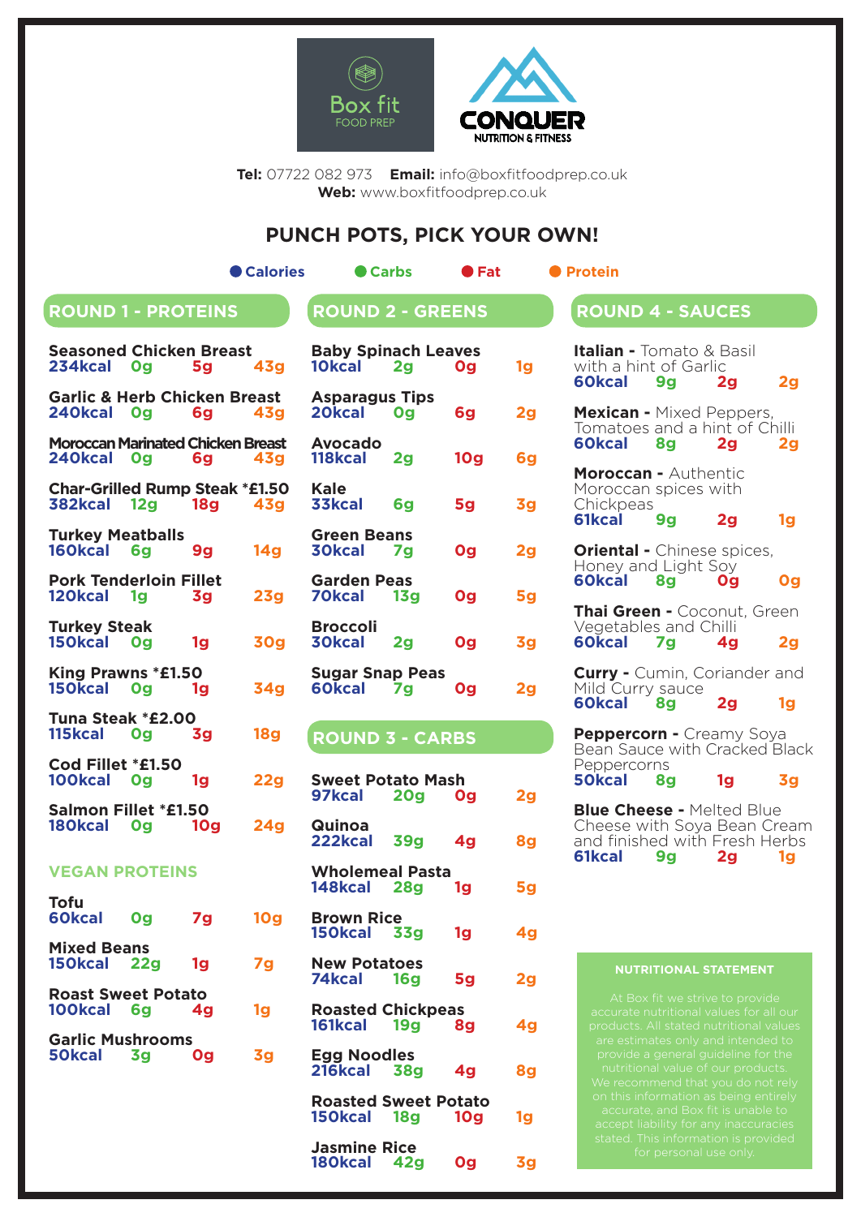Box fit FOOD PREP

CONQUER NUTRITION & FITNESS

**Tel:** 07722 082 973 **Email:** info@boxfitfoodprep.co.uk
**Web:** www.boxfitfoodprep.co.uk

# PUNCH POTS, PICK YOUR OWN!

● Calories ● Carbs ● Fat ● Protein

## ROUND 1 - PROTEINS

| Item | Calories | Carbs | Fat | Protein |
|---|---|---|---|---|
| Seasoned Chicken Breast | 234kcal | 0g | 5g | 43g |
| Garlic & Herb Chicken Breast | 240kcal | 0g | 6g | 43g |
| Moroccan Marinated Chicken Breast | 240kcal | 0g | 6g | 43g |
| Char-Grilled Rump Steak *£1.50 | 382kcal | 12g | 18g | 43g |
| Turkey Meatballs | 160kcal | 6g | 9g | 14g |
| Pork Tenderloin Fillet | 120kcal | 1g | 3g | 23g |
| Turkey Steak | 150kcal | 0g | 1g | 30g |
| King Prawns *£1.50 | 150kcal | 0g | 1g | 34g |
| Tuna Steak *£2.00 | 115kcal | 0g | 3g | 18g |
| Cod Fillet *£1.50 | 100kcal | 0g | 1g | 22g |
| Salmon Fillet *£1.50 | 180kcal | 0g | 10g | 24g |

### VEGAN PROTEINS

| Item | Calories | Carbs | Fat | Protein |
|---|---|---|---|---|
| Tofu | 60kcal | 0g | 7g | 10g |
| Mixed Beans | 150kcal | 22g | 1g | 7g |
| Roast Sweet Potato | 100kcal | 6g | 4g | 1g |
| Garlic Mushrooms | 50kcal | 3g | 0g | 3g |

## ROUND 2 - GREENS

| Item | Calories | Carbs | Fat | Protein |
|---|---|---|---|---|
| Baby Spinach Leaves | 10kcal | 2g | 0g | 1g |
| Asparagus Tips | 20kcal | 0g | 6g | 2g |
| Avocado | 118kcal | 2g | 10g | 6g |
| Kale | 33kcal | 6g | 5g | 3g |
| Green Beans | 30kcal | 7g | 0g | 2g |
| Garden Peas | 70kcal | 13g | 0g | 5g |
| Broccoli | 30kcal | 2g | 0g | 3g |
| Sugar Snap Peas | 60kcal | 7g | 0g | 2g |

## ROUND 3 - CARBS

| Item | Calories | Carbs | Fat | Protein |
|---|---|---|---|---|
| Sweet Potato Mash | 97kcal | 20g | 0g | 2g |
| Quinoa | 222kcal | 39g | 4g | 8g |
| Wholemeal Pasta | 148kcal | 28g | 1g | 5g |
| Brown Rice | 150kcal | 33g | 1g | 4g |
| New Potatoes | 74kcal | 16g | 5g | 2g |
| Roasted Chickpeas | 161kcal | 19g | 8g | 4g |
| Egg Noodles | 216kcal | 38g | 4g | 8g |
| Roasted Sweet Potato | 150kcal | 18g | 10g | 1g |
| Jasmine Rice | 180kcal | 42g | 0g | 3g |

## ROUND 4 - SAUCES

| Item | Calories | Carbs | Fat | Protein |
|---|---|---|---|---|
| **Italian -** Tomato & Basil with a hint of Garlic | 60kcal | 9g | 2g | 2g |
| **Mexican -** Mixed Peppers, Tomatoes and a hint of Chilli | 60kcal | 8g | 2g | 2g |
| **Moroccan -** Authentic Moroccan spices with Chickpeas | 61kcal | 9g | 2g | 1g |
| **Oriental -** Chinese spices, Honey and Light Soy | 60kcal | 8g | 0g | 0g |
| **Thai Green -** Coconut, Green Vegetables and Chilli | 60kcal | 7g | 4g | 2g |
| **Curry -** Cumin, Coriander and Mild Curry sauce | 60kcal | 8g | 2g | 1g |
| **Peppercorn -** Creamy Soya Bean Sauce with Cracked Black Peppercorns | 50kcal | 8g | 1g | 3g |
| **Blue Cheese -** Melted Blue Cheese with Soya Bean Cream and finished with Fresh Herbs | 61kcal | 9g | 2g | 1g |

### NUTRITIONAL STATEMENT

At Box fit we strive to provide accurate nutritional values for all our products. All stated nutritional values are estimates only and intended to provide a general guideline for the nutritional value of our products. We recommend that you do not rely on this information as being entirely accurate, and Box fit is unable to accept liability for any inaccuracies stated. This information is provided for personal use only.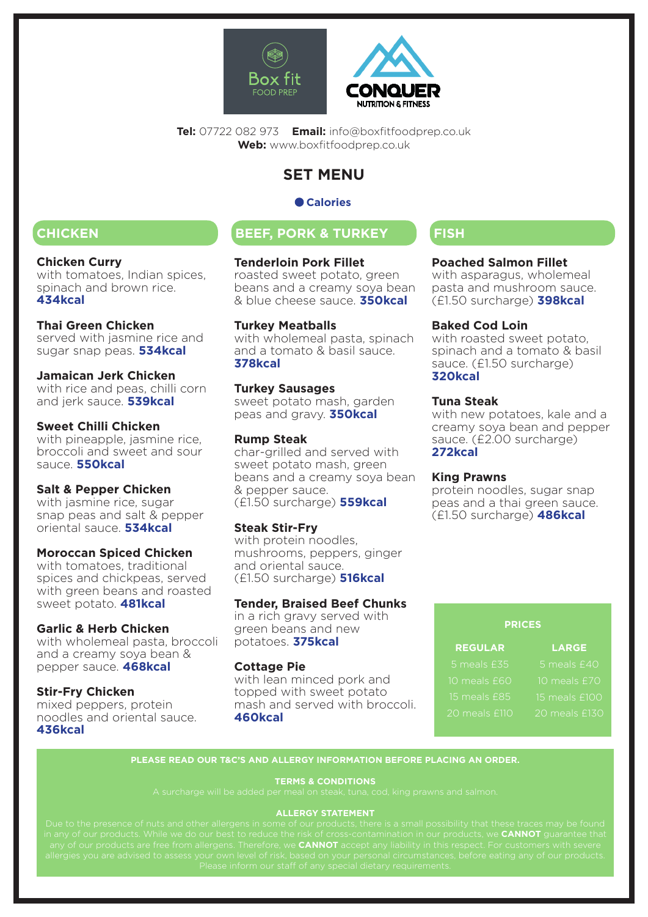Box fit FOOD PREP

CONQUER NUTRITION & FITNESS

**Tel:** 07722 082 973 **Email:** info@boxfitfoodprep.co.uk
**Web:** www.boxfitfoodprep.co.uk

# SET MENU

● **Calories**

## CHICKEN

**Chicken Curry**
with tomatoes, Indian spices, spinach and brown rice. **434kcal**

**Thai Green Chicken**
served with jasmine rice and sugar snap peas. **534kcal**

**Jamaican Jerk Chicken**
with rice and peas, chilli corn and jerk sauce. **539kcal**

**Sweet Chilli Chicken**
with pineapple, jasmine rice, broccoli and sweet and sour sauce. **550kcal**

**Salt & Pepper Chicken**
with jasmine rice, sugar snap peas and salt & pepper oriental sauce. **534kcal**

**Moroccan Spiced Chicken**
with tomatoes, traditional spices and chickpeas, served with green beans and roasted sweet potato. **481kcal**

**Garlic & Herb Chicken**
with wholemeal pasta, broccoli and a creamy soya bean & pepper sauce. **468kcal**

**Stir-Fry Chicken**
mixed peppers, protein noodles and oriental sauce. **436kcal**

## BEEF, PORK & TURKEY

**Tenderloin Pork Fillet**
roasted sweet potato, green beans and a creamy soya bean & blue cheese sauce. **350kcal**

**Turkey Meatballs**
with wholemeal pasta, spinach and a tomato & basil sauce. **378kcal**

**Turkey Sausages**
sweet potato mash, garden peas and gravy. **350kcal**

**Rump Steak**
char-grilled and served with sweet potato mash, green beans and a creamy soya bean & pepper sauce. (£1.50 surcharge) **559kcal**

**Steak Stir-Fry**
with protein noodles, mushrooms, peppers, ginger and oriental sauce. (£1.50 surcharge) **516kcal**

**Tender, Braised Beef Chunks**
in a rich gravy served with green beans and new potatoes. **375kcal**

**Cottage Pie**
with lean minced pork and topped with sweet potato mash and served with broccoli. **460kcal**

## FISH

**Poached Salmon Fillet**
with asparagus, wholemeal pasta and mushroom sauce. (£1.50 surcharge) **398kcal**

**Baked Cod Loin**
with roasted sweet potato, spinach and a tomato & basil sauce. (£1.50 surcharge) **320kcal**

**Tuna Steak**
with new potatoes, kale and a creamy soya bean and pepper sauce. (£2.00 surcharge) **272kcal**

**King Prawns**
protein noodles, sugar snap peas and a thai green sauce. (£1.50 surcharge) **486kcal**

**PRICES**

| REGULAR | LARGE |
|---|---|
| 5 meals £35 | 5 meals £40 |
| 10 meals £60 | 10 meals £70 |
| 15 meals £85 | 15 meals £100 |
| 20 meals £110 | 20 meals £130 |

**PLEASE READ OUR T&C'S AND ALLERGY INFORMATION BEFORE PLACING AN ORDER.**

**TERMS & CONDITIONS**

A surcharge will be added per meal on steak, tuna, cod, king prawns and salmon.

**ALLERGY STATEMENT**

Due to the presence of nuts and other allergens in some of our products, there is a small possibility that these traces may be found in any of our products. While we do our best to reduce the risk of cross-contamination in our products, we **CANNOT** guarantee that any of our products are free from allergens. Therefore, we **CANNOT** accept any liability in this respect. For customers with severe allergies you are advised to assess your own level of risk, based on your personal circumstances, before eating any of our products. Please inform our staff of any special dietary requirements.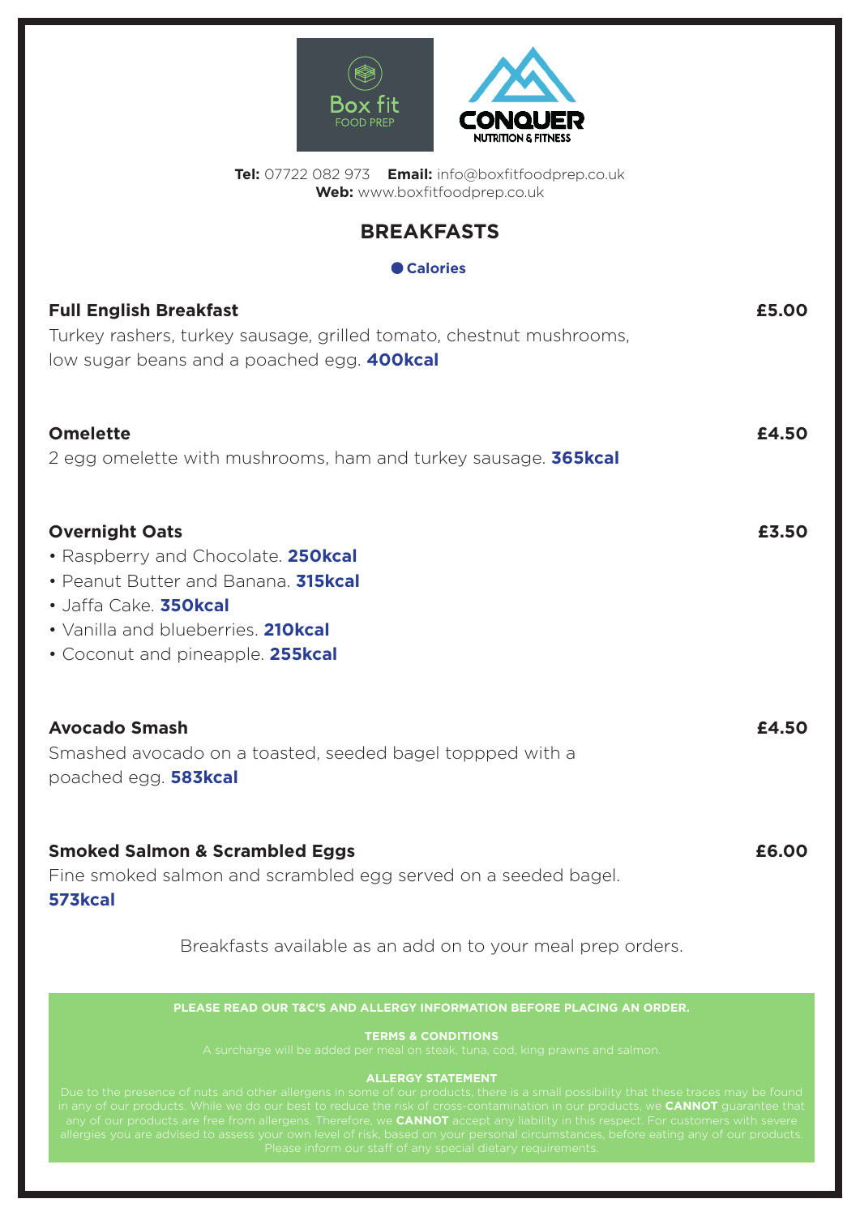Box fit FOOD PREP

CONQUER NUTRITION & FITNESS

**Tel:** 07722 082 973 **Email:** info@boxfitfoodprep.co.uk
**Web:** www.boxfitfoodprep.co.uk

## BREAKFASTS

● **Calories**

**Full English Breakfast** **£5.00**
Turkey rashers, turkey sausage, grilled tomato, chestnut mushrooms, low sugar beans and a poached egg. **400kcal**

**Omelette** **£4.50**
2 egg omelette with mushrooms, ham and turkey sausage. **365kcal**

**Overnight Oats** **£3.50**

- Raspberry and Chocolate. **250kcal**
- Peanut Butter and Banana. **315kcal**
- Jaffa Cake. **350kcal**
- Vanilla and blueberries. **210kcal**
- Coconut and pineapple. **255kcal**

**Avocado Smash** **£4.50**
Smashed avocado on a toasted, seeded bagel toppped with a poached egg. **583kcal**

**Smoked Salmon & Scrambled Eggs** **£6.00**
Fine smoked salmon and scrambled egg served on a seeded bagel. **573kcal**

Breakfasts available as an add on to your meal prep orders.

**PLEASE READ OUR T&C'S AND ALLERGY INFORMATION BEFORE PLACING AN ORDER.**

**TERMS & CONDITIONS**

A surcharge will be added per meal on steak, tuna, cod, king prawns and salmon.

**ALLERGY STATEMENT**

Due to the presence of nuts and other allergens in some of our products, there is a small possibility that these traces may be found in any of our products. While we do our best to reduce the risk of cross-contamination in our products, we **CANNOT** guarantee that any of our products are free from allergens. Therefore, we **CANNOT** accept any liability in this respect. For customers with severe allergies you are advised to assess your own level of risk, based on your personal circumstances, before eating any of our products. Please inform our staff of any special dietary requirements.